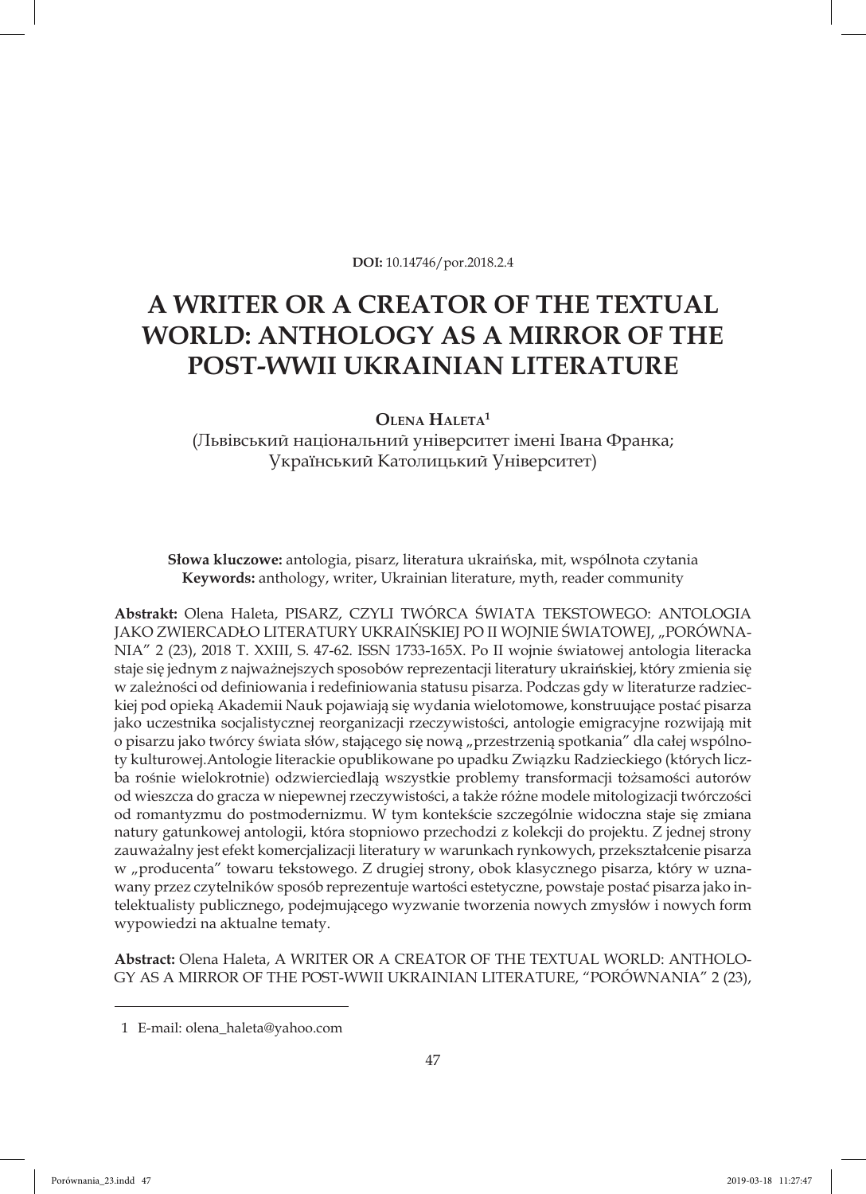**DOI:** 10.14746/por.2018.2.4

# A WRITER OR A CREATOR OF THE TEXTUAL WORLD: ANTHOLOGY AS A MIRROR OF THE POST-WWII UKRAINIAN LITERATURE

**Olena Haleta**[1]

(Львівський національний університет імені Івана Франка; Український Католицький Університет)

**Słowa kluczowe:** antologia, pisarz, literatura ukraińska, mit, wspólnota czytania
**Keywords:** anthology, writer, Ukrainian literature, myth, reader community

**Abstrakt:** Olena Haleta, PISARZ, CZYLI TWÓRCA ŚWIATA TEKSTOWEGO: ANTOLOGIA JAKO ZWIERCADŁO LITERATURY UKRAIŃSKIEJ PO II WOJNIE ŚWIATOWEJ, „PORÓWNANIA" 2 (23), 2018 T. XXIII, S. 47-62. ISSN 1733-165X. Po II wojnie światowej antologia literacka staje się jednym z najważniejszych sposobów reprezentacji literatury ukraińskiej, który zmienia się w zależności od definiowania i redefiniowania statusu pisarza. Podczas gdy w literaturze radzieckiej pod opieką Akademii Nauk pojawiają się wydania wielotomowe, konstruujące postać pisarza jako uczestnika socjalistycznej reorganizacji rzeczywistości, antologie emigracyjne rozwijają mit o pisarzu jako twórcy świata słów, stającego się nową „przestrzenią spotkania" dla całej wspólnoty kulturowej.Antologie literackie opublikowane po upadku Związku Radzieckiego (których liczba rośnie wielokrotnie) odzwierciedlają wszystkie problemy transformacji tożsamości autorów od wieszcza do gracza w niepewnej rzeczywistości, a także różne modele mitologizacji twórczości od romantyzmu do postmodernizmu. W tym kontekście szczególnie widoczna staje się zmiana natury gatunkowej antologii, która stopniowo przechodzi z kolekcji do projektu. Z jednej strony zauważalny jest efekt komercjalizacji literatury w warunkach rynkowych, przekształcenie pisarza w „producenta" towaru tekstowego. Z drugiej strony, obok klasycznego pisarza, który w uznawany przez czytelników sposób reprezentuje wartości estetyczne, powstaje postać pisarza jako intelektualisty publicznego, podejmującego wyzwanie tworzenia nowych zmysłów i nowych form wypowiedzi na aktualne tematy.

**Abstract:** Olena Haleta, A WRITER OR A CREATOR OF THE TEXTUAL WORLD: ANTHOLOGY AS A MIRROR OF THE POST-WWII UKRAINIAN LITERATURE, "PORÓWNANIA" 2 (23),

---

[1] E-mail: olena_haleta@yahoo.com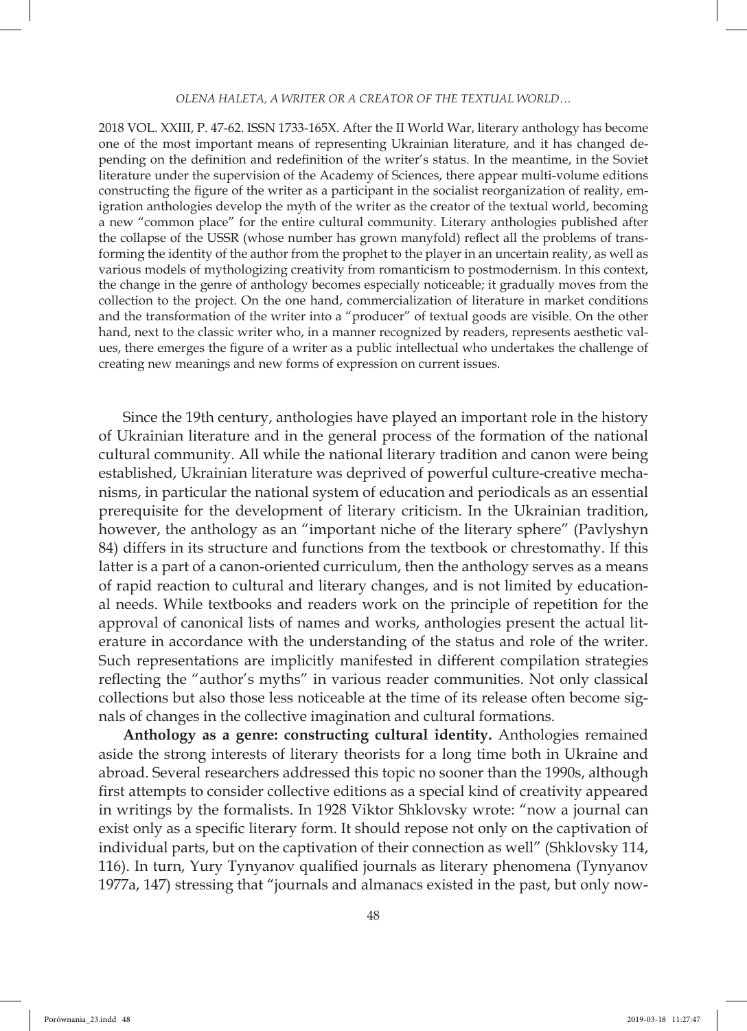2018 VOL. XXIII, P. 47-62. ISSN 1733-165X. After the II World War, literary anthology has become one of the most important means of representing Ukrainian literature, and it has changed depending on the definition and redefinition of the writer's status. In the meantime, in the Soviet literature under the supervision of the Academy of Sciences, there appear multi-volume editions constructing the figure of the writer as a participant in the socialist reorganization of reality, emigration anthologies develop the myth of the writer as the creator of the textual world, becoming a new "common place" for the entire cultural community. Literary anthologies published after the collapse of the USSR (whose number has grown manyfold) reflect all the problems of transforming the identity of the author from the prophet to the player in an uncertain reality, as well as various models of mythologizing creativity from romanticism to postmodernism. In this context, the change in the genre of anthology becomes especially noticeable; it gradually moves from the collection to the project. On the one hand, commercialization of literature in market conditions and the transformation of the writer into a "producer" of textual goods are visible. On the other hand, next to the classic writer who, in a manner recognized by readers, represents aesthetic values, there emerges the figure of a writer as a public intellectual who undertakes the challenge of creating new meanings and new forms of expression on current issues.

Since the 19th century, anthologies have played an important role in the history of Ukrainian literature and in the general process of the formation of the national cultural community. All while the national literary tradition and canon were being established, Ukrainian literature was deprived of powerful culture-creative mechanisms, in particular the national system of education and periodicals as an essential prerequisite for the development of literary criticism. In the Ukrainian tradition, however, the anthology as an "important niche of the literary sphere" (Pavlyshyn 84) differs in its structure and functions from the textbook or chrestomathy. If this latter is a part of a canon-oriented curriculum, then the anthology serves as a means of rapid reaction to cultural and literary changes, and is not limited by educational needs. While textbooks and readers work on the principle of repetition for the approval of canonical lists of names and works, anthologies present the actual literature in accordance with the understanding of the status and role of the writer. Such representations are implicitly manifested in different compilation strategies reflecting the "author's myths" in various reader communities. Not only classical collections but also those less noticeable at the time of its release often become signals of changes in the collective imagination and cultural formations.

**Anthology as a genre: constructing cultural identity.** Anthologies remained aside the strong interests of literary theorists for a long time both in Ukraine and abroad. Several researchers addressed this topic no sooner than the 1990s, although first attempts to consider collective editions as a special kind of creativity appeared in writings by the formalists. In 1928 Viktor Shklovsky wrote: "now a journal can exist only as a specific literary form. It should repose not only on the captivation of individual parts, but on the captivation of their connection as well" (Shklovsky 114, 116). In turn, Yury Tynyanov qualified journals as literary phenomena (Tynyanov 1977a, 147) stressing that "journals and almanacs existed in the past, but only now-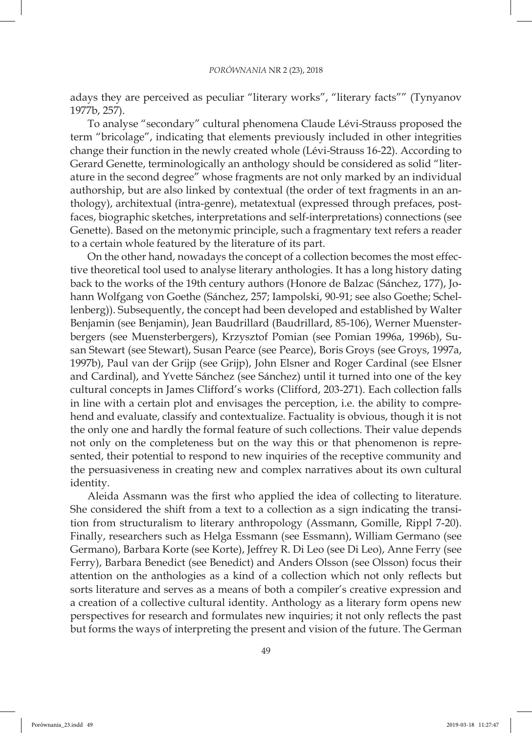adays they are perceived as peculiar "literary works", "literary facts"" (Tynyanov 1977b, 257).

To analyse "secondary" cultural phenomena Claude Lévi-Strauss proposed the term "bricolage", indicating that elements previously included in other integrities change their function in the newly created whole (Lévi-Strauss 16-22). According to Gerard Genette, terminologically an anthology should be considered as solid "literature in the second degree" whose fragments are not only marked by an individual authorship, but are also linked by contextual (the order of text fragments in an anthology), architextual (intra-genre), metatextual (expressed through prefaces, postfaces, biographic sketches, interpretations and self-interpretations) connections (see Genette). Based on the metonymic principle, such a fragmentary text refers a reader to a certain whole featured by the literature of its part.

On the other hand, nowadays the concept of a collection becomes the most effective theoretical tool used to analyse literary anthologies. It has a long history dating back to the works of the 19th century authors (Honore de Balzac (Sánchez, 177), Johann Wolfgang von Goethe (Sánchez, 257; Iampolski, 90-91; see also Goethe; Schellenberg)). Subsequently, the concept had been developed and established by Walter Benjamin (see Benjamin), Jean Baudrillard (Baudrillard, 85-106), Werner Muensterbergers (see Muensterbergers), Krzysztof Pomian (see Pomian 1996a, 1996b), Susan Stewart (see Stewart), Susan Pearce (see Pearce), Boris Groys (see Groys, 1997a, 1997b), Paul van der Grijp (see Grijp), John Elsner and Roger Cardinal (see Elsner and Cardinal), and Yvette Sánchez (see Sánchez) until it turned into one of the key cultural concepts in James Clifford's works (Clifford, 203-271). Each collection falls in line with a certain plot and envisages the perception, i.e. the ability to comprehend and evaluate, classify and contextualize. Factuality is obvious, though it is not the only one and hardly the formal feature of such collections. Their value depends not only on the completeness but on the way this or that phenomenon is represented, their potential to respond to new inquiries of the receptive community and the persuasiveness in creating new and complex narratives about its own cultural identity.

Aleida Assmann was the first who applied the idea of collecting to literature. She considered the shift from a text to a collection as a sign indicating the transition from structuralism to literary anthropology (Assmann, Gomille, Rippl 7-20). Finally, researchers such as Helga Essmann (see Essmann), William Germano (see Germano), Barbara Korte (see Korte), Jeffrey R. Di Leo (see Di Leo), Anne Ferry (see Ferry), Barbara Benedict (see Benedict) and Anders Olsson (see Olsson) focus their attention on the anthologies as a kind of a collection which not only reflects but sorts literature and serves as a means of both a compiler's creative expression and a creation of a collective cultural identity. Anthology as a literary form opens new perspectives for research and formulates new inquiries; it not only reflects the past but forms the ways of interpreting the present and vision of the future. The German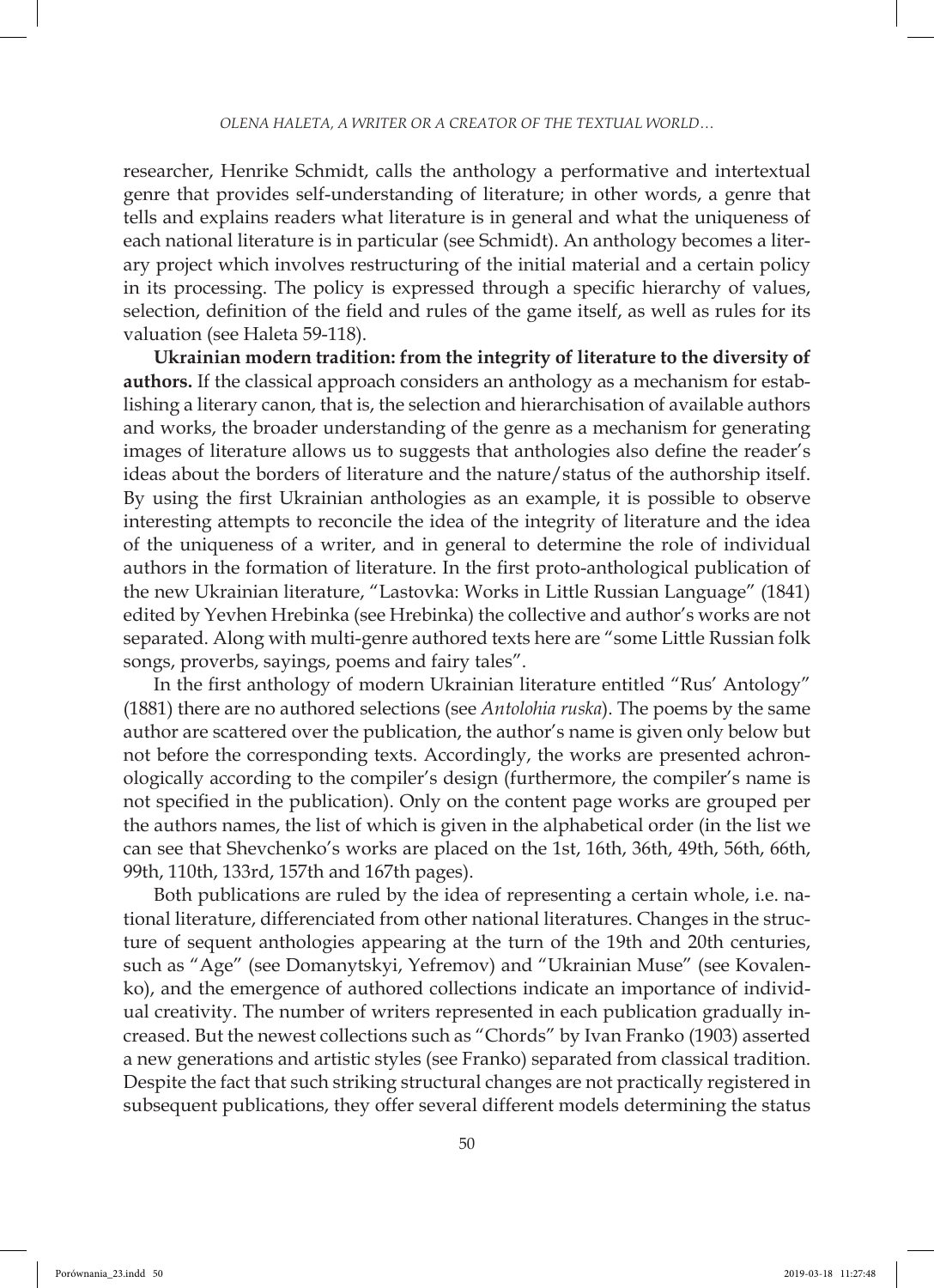researcher, Henrike Schmidt, calls the anthology a performative and intertextual genre that provides self-understanding of literature; in other words, a genre that tells and explains readers what literature is in general and what the uniqueness of each national literature is in particular (see Schmidt). An anthology becomes a literary project which involves restructuring of the initial material and a certain policy in its processing. The policy is expressed through a specific hierarchy of values, selection, definition of the field and rules of the game itself, as well as rules for its valuation (see Haleta 59-118).

**Ukrainian modern tradition: from the integrity of literature to the diversity of authors.** If the classical approach considers an anthology as a mechanism for establishing a literary canon, that is, the selection and hierarchisation of available authors and works, the broader understanding of the genre as a mechanism for generating images of literature allows us to suggests that anthologies also define the reader's ideas about the borders of literature and the nature/status of the authorship itself. By using the first Ukrainian anthologies as an example, it is possible to observe interesting attempts to reconcile the idea of the integrity of literature and the idea of the uniqueness of a writer, and in general to determine the role of individual authors in the formation of literature. In the first proto-anthological publication of the new Ukrainian literature, "Lastovka: Works in Little Russian Language" (1841) edited by Yevhen Hrebinka (see Hrebinka) the collective and author's works are not separated. Along with multi-genre authored texts here are "some Little Russian folk songs, proverbs, sayings, poems and fairy tales".

In the first anthology of modern Ukrainian literature entitled "Rus' Antology" (1881) there are no authored selections (see *Antolohia ruska*). The poems by the same author are scattered over the publication, the author's name is given only below but not before the corresponding texts. Accordingly, the works are presented achronologically according to the compiler's design (furthermore, the compiler's name is not specified in the publication). Only on the content page works are grouped per the authors names, the list of which is given in the alphabetical order (in the list we can see that Shevchenko's works are placed on the 1st, 16th, 36th, 49th, 56th, 66th, 99th, 110th, 133rd, 157th and 167th pages).

Both publications are ruled by the idea of representing a certain whole, i.e. national literature, differenciated from other national literatures. Changes in the structure of sequent anthologies appearing at the turn of the 19th and 20th centuries, such as "Age" (see Domanytskyi, Yefremov) and "Ukrainian Muse" (see Kovalenko), and the emergence of authored collections indicate an importance of individual creativity. The number of writers represented in each publication gradually increased. But the newest collections such as "Chords" by Ivan Franko (1903) asserted a new generations and artistic styles (see Franko) separated from classical tradition. Despite the fact that such striking structural changes are not practically registered in subsequent publications, they offer several different models determining the status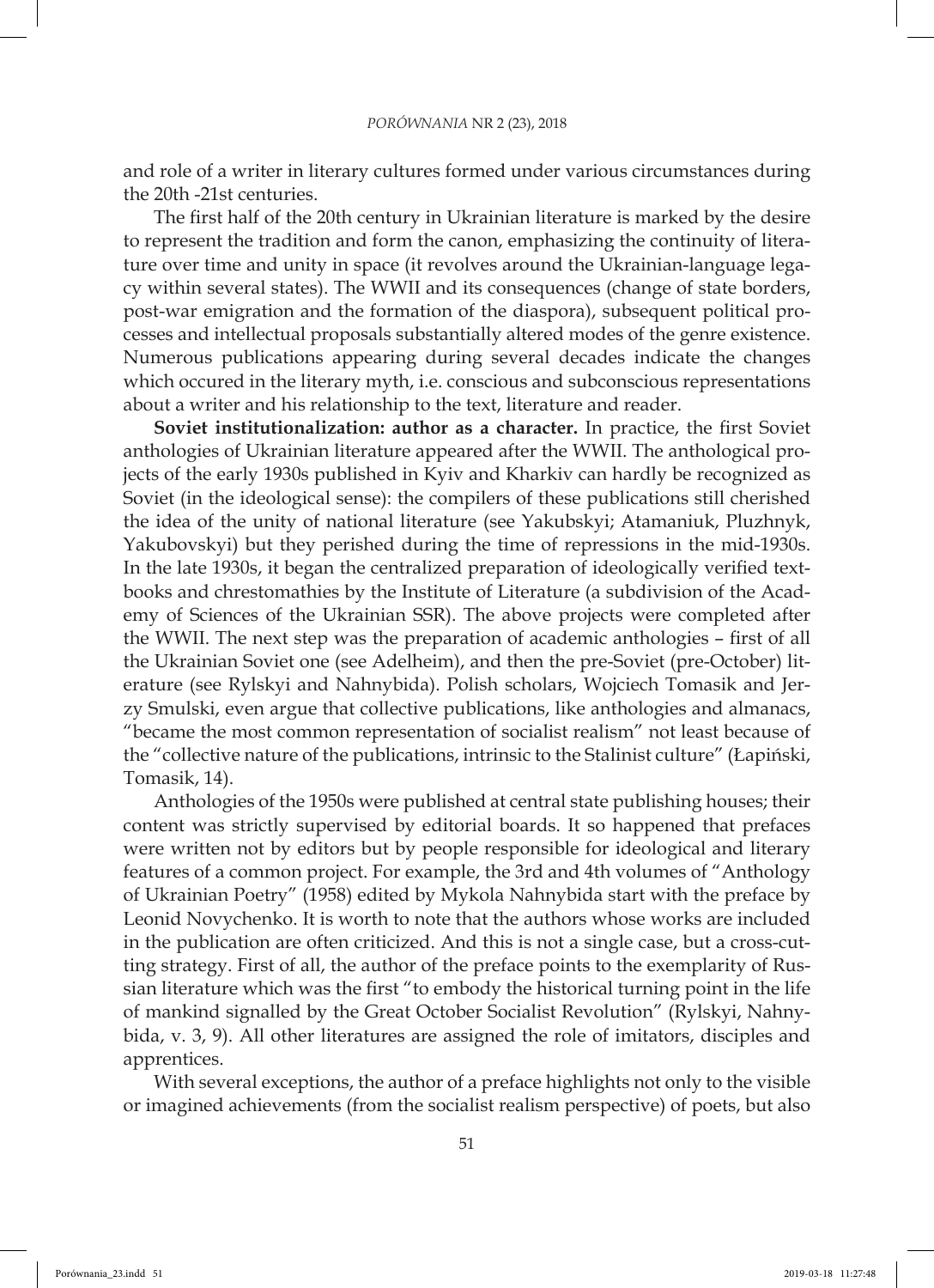and role of a writer in literary cultures formed under various circumstances during the 20th -21st centuries.

The first half of the 20th century in Ukrainian literature is marked by the desire to represent the tradition and form the canon, emphasizing the continuity of literature over time and unity in space (it revolves around the Ukrainian-language legacy within several states). The WWII and its consequences (change of state borders, post-war emigration and the formation of the diaspora), subsequent political processes and intellectual proposals substantially altered modes of the genre existence. Numerous publications appearing during several decades indicate the changes which occured in the literary myth, i.e. conscious and subconscious representations about a writer and his relationship to the text, literature and reader.

**Soviet institutionalization: author as a character.** In practice, the first Soviet anthologies of Ukrainian literature appeared after the WWII. The anthological projects of the early 1930s published in Kyiv and Kharkiv can hardly be recognized as Soviet (in the ideological sense): the compilers of these publications still cherished the idea of the unity of national literature (see Yakubskyi; Atamaniuk, Pluzhnyk, Yakubovskyi) but they perished during the time of repressions in the mid-1930s. In the late 1930s, it began the centralized preparation of ideologically verified textbooks and chrestomathies by the Institute of Literature (a subdivision of the Academy of Sciences of the Ukrainian SSR). The above projects were completed after the WWII. The next step was the preparation of academic anthologies – first of all the Ukrainian Soviet one (see Adelheim), and then the pre-Soviet (pre-October) literature (see Rylskyi and Nahnybida). Polish scholars, Wojciech Tomasik and Jerzy Smulski, even argue that collective publications, like anthologies and almanacs, "became the most common representation of socialist realism" not least because of the "collective nature of the publications, intrinsic to the Stalinist culture" (Łapiński, Tomasik, 14).

Anthologies of the 1950s were published at central state publishing houses; their content was strictly supervised by editorial boards. It so happened that prefaces were written not by editors but by people responsible for ideological and literary features of a common project. For example, the 3rd and 4th volumes of "Anthology of Ukrainian Poetry" (1958) edited by Mykola Nahnybida start with the preface by Leonid Novychenko. It is worth to note that the authors whose works are included in the publication are often criticized. And this is not a single case, but a cross-cutting strategy. First of all, the author of the preface points to the exemplarity of Russian literature which was the first "to embody the historical turning point in the life of mankind signalled by the Great October Socialist Revolution" (Rylskyi, Nahnybida, v. 3, 9). All other literatures are assigned the role of imitators, disciples and apprentices.

With several exceptions, the author of a preface highlights not only to the visible or imagined achievements (from the socialist realism perspective) of poets, but also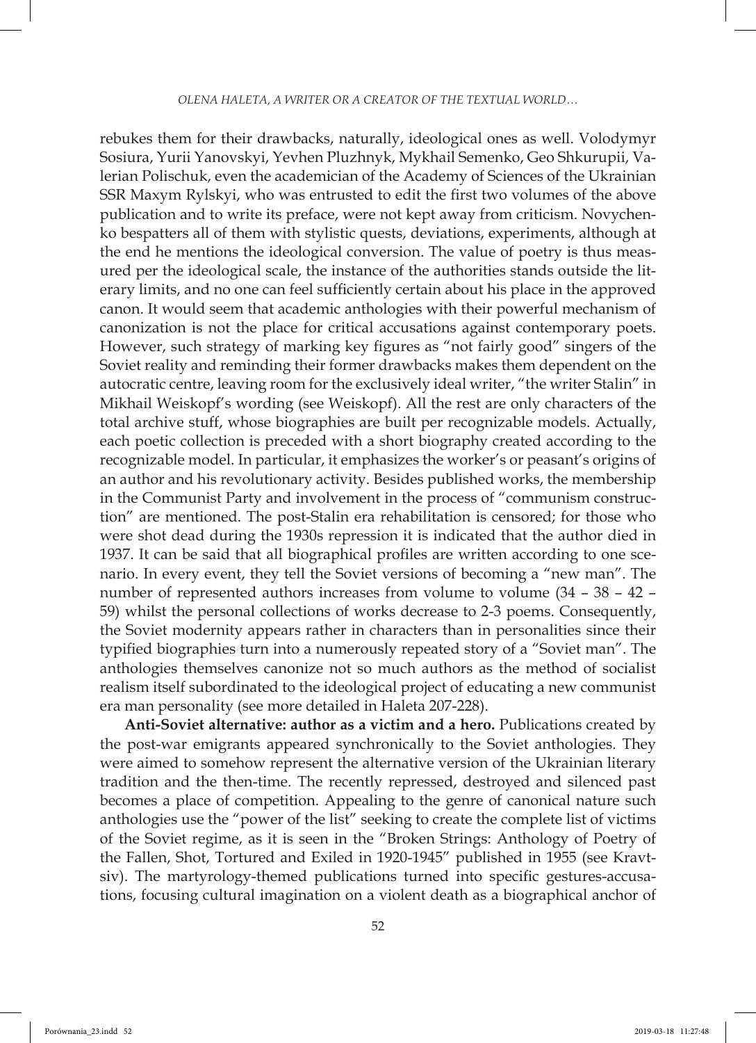rebukes them for their drawbacks, naturally, ideological ones as well. Volodymyr Sosiura, Yurii Yanovskyi, Yevhen Pluzhnyk, Mykhail Semenko, Geo Shkurupii, Valerian Polischuk, even the academician of the Academy of Sciences of the Ukrainian SSR Maxym Rylskyi, who was entrusted to edit the first two volumes of the above publication and to write its preface, were not kept away from criticism. Novychenko bespatters all of them with stylistic quests, deviations, experiments, although at the end he mentions the ideological conversion. The value of poetry is thus measured per the ideological scale, the instance of the authorities stands outside the literary limits, and no one can feel sufficiently certain about his place in the approved canon. It would seem that academic anthologies with their powerful mechanism of canonization is not the place for critical accusations against contemporary poets. However, such strategy of marking key figures as "not fairly good" singers of the Soviet reality and reminding their former drawbacks makes them dependent on the autocratic centre, leaving room for the exclusively ideal writer, "the writer Stalin" in Mikhail Weiskopf's wording (see Weiskopf). All the rest are only characters of the total archive stuff, whose biographies are built per recognizable models. Actually, each poetic collection is preceded with a short biography created according to the recognizable model. In particular, it emphasizes the worker's or peasant's origins of an author and his revolutionary activity. Besides published works, the membership in the Communist Party and involvement in the process of "communism construction" are mentioned. The post-Stalin era rehabilitation is censored; for those who were shot dead during the 1930s repression it is indicated that the author died in 1937. It can be said that all biographical profiles are written according to one scenario. In every event, they tell the Soviet versions of becoming a "new man". The number of represented authors increases from volume to volume (34 – 38 – 42 – 59) whilst the personal collections of works decrease to 2-3 poems. Consequently, the Soviet modernity appears rather in characters than in personalities since their typified biographies turn into a numerously repeated story of a "Soviet man". The anthologies themselves canonize not so much authors as the method of socialist realism itself subordinated to the ideological project of educating a new communist era man personality (see more detailed in Haleta 207-228).

**Anti-Soviet alternative: author as a victim and a hero.** Publications created by the post-war emigrants appeared synchronically to the Soviet anthologies. They were aimed to somehow represent the alternative version of the Ukrainian literary tradition and the then-time. The recently repressed, destroyed and silenced past becomes a place of competition. Appealing to the genre of canonical nature such anthologies use the "power of the list" seeking to create the complete list of victims of the Soviet regime, as it is seen in the "Broken Strings: Anthology of Poetry of the Fallen, Shot, Tortured and Exiled in 1920-1945" published in 1955 (see Kravtsiv). The martyrology-themed publications turned into specific gestures-accusations, focusing cultural imagination on a violent death as a biographical anchor of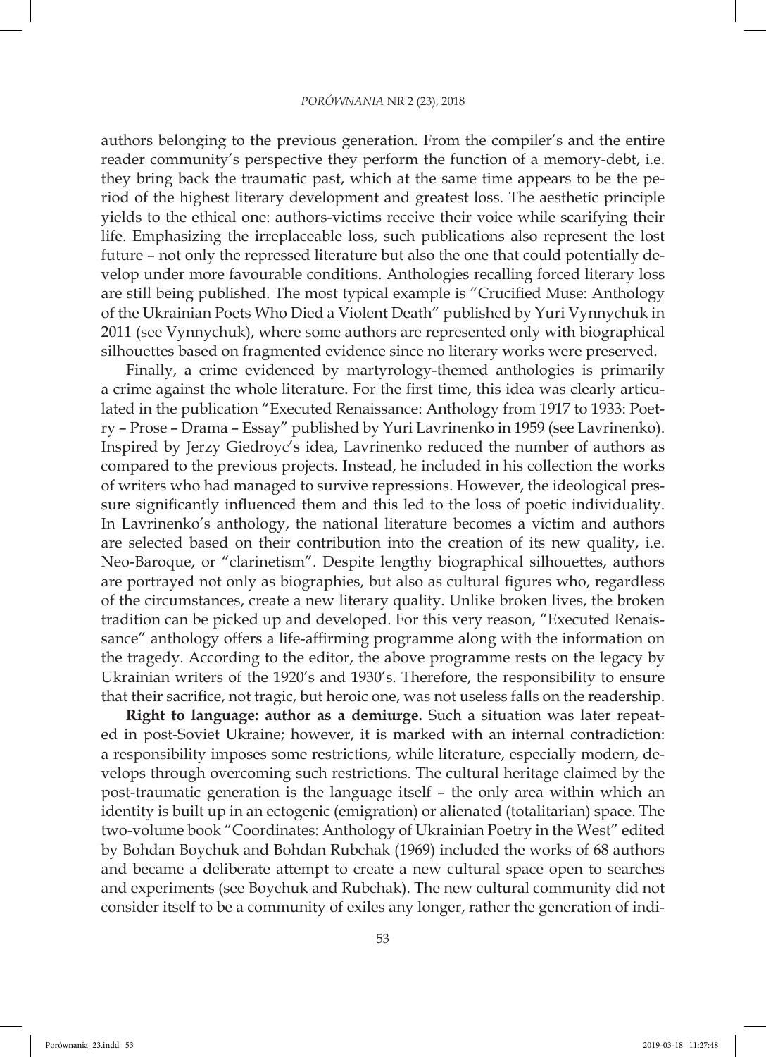authors belonging to the previous generation. From the compiler's and the entire reader community's perspective they perform the function of a memory-debt, i.e. they bring back the traumatic past, which at the same time appears to be the period of the highest literary development and greatest loss. The aesthetic principle yields to the ethical one: authors-victims receive their voice while scarifying their life. Emphasizing the irreplaceable loss, such publications also represent the lost future – not only the repressed literature but also the one that could potentially develop under more favourable conditions. Anthologies recalling forced literary loss are still being published. The most typical example is "Crucified Muse: Anthology of the Ukrainian Poets Who Died a Violent Death" published by Yuri Vynnychuk in 2011 (see Vynnychuk), where some authors are represented only with biographical silhouettes based on fragmented evidence since no literary works were preserved.

Finally, a crime evidenced by martyrology-themed anthologies is primarily a crime against the whole literature. For the first time, this idea was clearly articulated in the publication "Executed Renaissance: Anthology from 1917 to 1933: Poetry – Prose – Drama – Essay" published by Yuri Lavrinenko in 1959 (see Lavrinenko). Inspired by Jerzy Giedroyc's idea, Lavrinenko reduced the number of authors as compared to the previous projects. Instead, he included in his collection the works of writers who had managed to survive repressions. However, the ideological pressure significantly influenced them and this led to the loss of poetic individuality. In Lavrinenko's anthology, the national literature becomes a victim and authors are selected based on their contribution into the creation of its new quality, i.e. Neo-Baroque, or "clarinetism". Despite lengthy biographical silhouettes, authors are portrayed not only as biographies, but also as cultural figures who, regardless of the circumstances, create a new literary quality. Unlike broken lives, the broken tradition can be picked up and developed. For this very reason, "Executed Renaissance" anthology offers a life-affirming programme along with the information on the tragedy. According to the editor, the above programme rests on the legacy by Ukrainian writers of the 1920's and 1930's. Therefore, the responsibility to ensure that their sacrifice, not tragic, but heroic one, was not useless falls on the readership.

**Right to language: author as a demiurge.** Such a situation was later repeated in post-Soviet Ukraine; however, it is marked with an internal contradiction: a responsibility imposes some restrictions, while literature, especially modern, develops through overcoming such restrictions. The cultural heritage claimed by the post-traumatic generation is the language itself – the only area within which an identity is built up in an ectogenic (emigration) or alienated (totalitarian) space. The two-volume book "Coordinates: Anthology of Ukrainian Poetry in the West" edited by Bohdan Boychuk and Bohdan Rubchak (1969) included the works of 68 authors and became a deliberate attempt to create a new cultural space open to searches and experiments (see Boychuk and Rubchak). The new cultural community did not consider itself to be a community of exiles any longer, rather the generation of indi-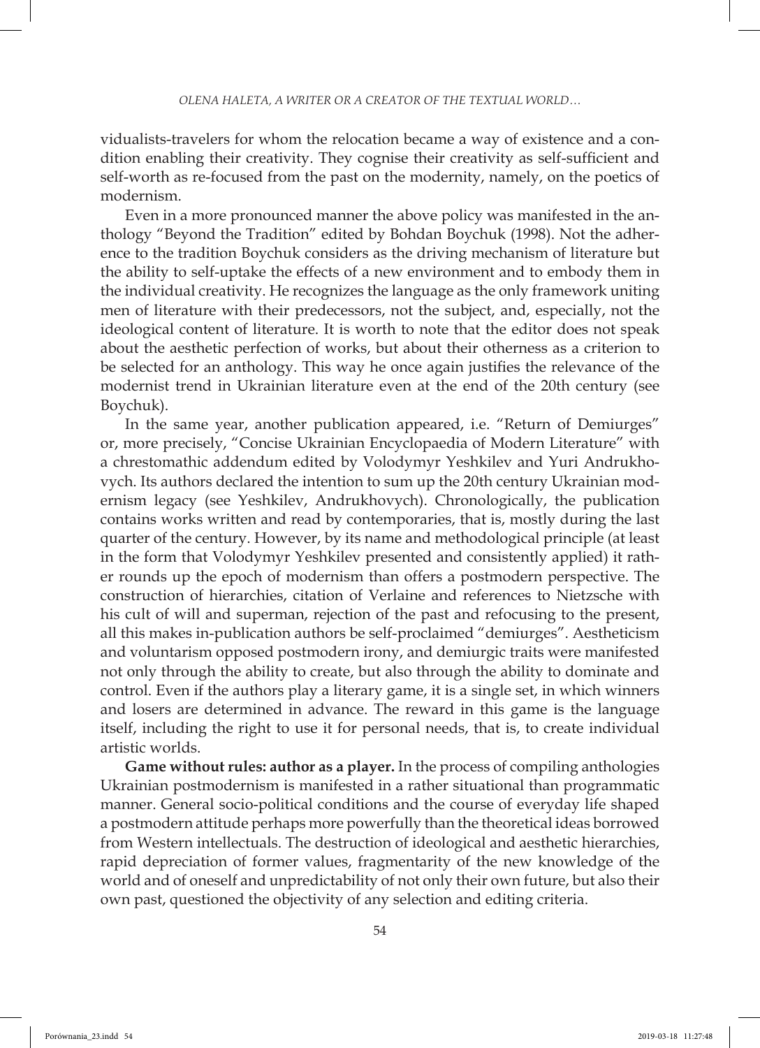vidualists-travelers for whom the relocation became a way of existence and a condition enabling their creativity. They cognise their creativity as self-sufficient and self-worth as re-focused from the past on the modernity, namely, on the poetics of modernism.

Even in a more pronounced manner the above policy was manifested in the anthology "Beyond the Tradition" edited by Bohdan Boychuk (1998). Not the adherence to the tradition Boychuk considers as the driving mechanism of literature but the ability to self-uptake the effects of a new environment and to embody them in the individual creativity. He recognizes the language as the only framework uniting men of literature with their predecessors, not the subject, and, especially, not the ideological content of literature. It is worth to note that the editor does not speak about the aesthetic perfection of works, but about their otherness as a criterion to be selected for an anthology. This way he once again justifies the relevance of the modernist trend in Ukrainian literature even at the end of the 20th century (see Boychuk).

In the same year, another publication appeared, i.e. "Return of Demiurges" or, more precisely, "Concise Ukrainian Encyclopaedia of Modern Literature" with a chrestomathic addendum edited by Volodymyr Yeshkilev and Yuri Andrukhovych. Its authors declared the intention to sum up the 20th century Ukrainian modernism legacy (see Yeshkilev, Andrukhovych). Chronologically, the publication contains works written and read by contemporaries, that is, mostly during the last quarter of the century. However, by its name and methodological principle (at least in the form that Volodymyr Yeshkilev presented and consistently applied) it rather rounds up the epoch of modernism than offers a postmodern perspective. The construction of hierarchies, citation of Verlaine and references to Nietzsche with his cult of will and superman, rejection of the past and refocusing to the present, all this makes in-publication authors be self-proclaimed "demiurges". Aestheticism and voluntarism opposed postmodern irony, and demiurgic traits were manifested not only through the ability to create, but also through the ability to dominate and control. Even if the authors play a literary game, it is a single set, in which winners and losers are determined in advance. The reward in this game is the language itself, including the right to use it for personal needs, that is, to create individual artistic worlds.

**Game without rules: author as a player.** In the process of compiling anthologies Ukrainian postmodernism is manifested in a rather situational than programmatic manner. General socio-political conditions and the course of everyday life shaped a postmodern attitude perhaps more powerfully than the theoretical ideas borrowed from Western intellectuals. The destruction of ideological and aesthetic hierarchies, rapid depreciation of former values, fragmentarity of the new knowledge of the world and of oneself and unpredictability of not only their own future, but also their own past, questioned the objectivity of any selection and editing criteria.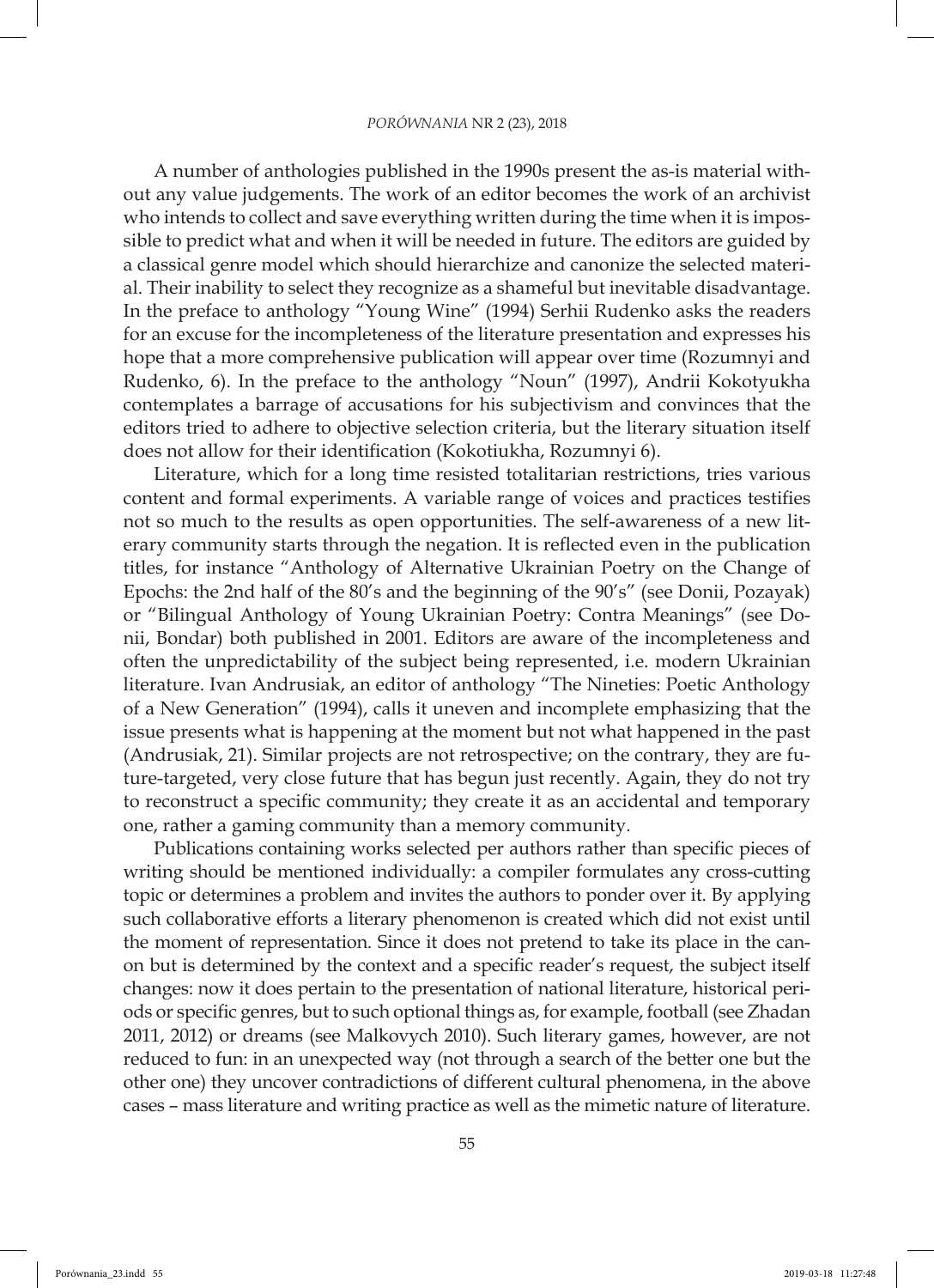A number of anthologies published in the 1990s present the as-is material without any value judgements. The work of an editor becomes the work of an archivist who intends to collect and save everything written during the time when it is impossible to predict what and when it will be needed in future. The editors are guided by a classical genre model which should hierarchize and canonize the selected material. Their inability to select they recognize as a shameful but inevitable disadvantage. In the preface to anthology "Young Wine" (1994) Serhii Rudenko asks the readers for an excuse for the incompleteness of the literature presentation and expresses his hope that a more comprehensive publication will appear over time (Rozumnyi and Rudenko, 6). In the preface to the anthology "Noun" (1997), Andrii Kokotyukha contemplates a barrage of accusations for his subjectivism and convinces that the editors tried to adhere to objective selection criteria, but the literary situation itself does not allow for their identification (Kokotiukha, Rozumnyi 6).

Literature, which for a long time resisted totalitarian restrictions, tries various content and formal experiments. A variable range of voices and practices testifies not so much to the results as open opportunities. The self-awareness of a new literary community starts through the negation. It is reflected even in the publication titles, for instance "Anthology of Alternative Ukrainian Poetry on the Change of Epochs: the 2nd half of the 80's and the beginning of the 90's" (see Donii, Pozayak) or "Bilingual Anthology of Young Ukrainian Poetry: Contra Meanings" (see Donii, Bondar) both published in 2001. Editors are aware of the incompleteness and often the unpredictability of the subject being represented, i.e. modern Ukrainian literature. Ivan Andrusiak, an editor of anthology "The Nineties: Poetic Anthology of a New Generation" (1994), calls it uneven and incomplete emphasizing that the issue presents what is happening at the moment but not what happened in the past (Andrusiak, 21). Similar projects are not retrospective; on the contrary, they are future-targeted, very close future that has begun just recently. Again, they do not try to reconstruct a specific community; they create it as an accidental and temporary one, rather a gaming community than a memory community.

Publications containing works selected per authors rather than specific pieces of writing should be mentioned individually: a compiler formulates any cross-cutting topic or determines a problem and invites the authors to ponder over it. By applying such collaborative efforts a literary phenomenon is created which did not exist until the moment of representation. Since it does not pretend to take its place in the canon but is determined by the context and a specific reader's request, the subject itself changes: now it does pertain to the presentation of national literature, historical periods or specific genres, but to such optional things as, for example, football (see Zhadan 2011, 2012) or dreams (see Malkovych 2010). Such literary games, however, are not reduced to fun: in an unexpected way (not through a search of the better one but the other one) they uncover contradictions of different cultural phenomena, in the above cases – mass literature and writing practice as well as the mimetic nature of literature.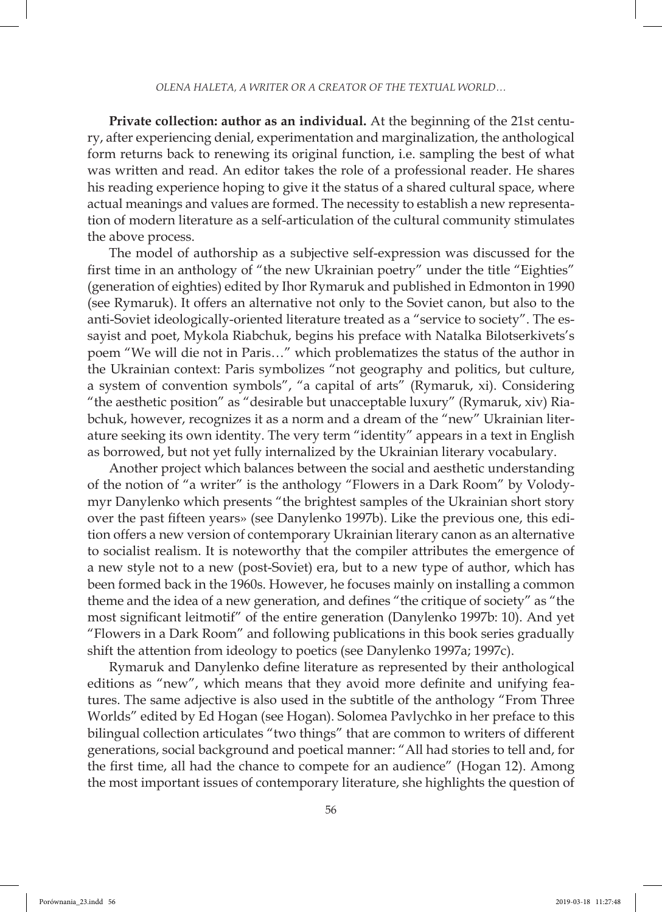**Private collection: author as an individual.** At the beginning of the 21st century, after experiencing denial, experimentation and marginalization, the anthological form returns back to renewing its original function, i.e. sampling the best of what was written and read. An editor takes the role of a professional reader. He shares his reading experience hoping to give it the status of a shared cultural space, where actual meanings and values are formed. The necessity to establish a new representation of modern literature as a self-articulation of the cultural community stimulates the above process.

The model of authorship as a subjective self-expression was discussed for the first time in an anthology of "the new Ukrainian poetry" under the title "Eighties" (generation of eighties) edited by Ihor Rymaruk and published in Edmonton in 1990 (see Rymaruk). It offers an alternative not only to the Soviet canon, but also to the anti-Soviet ideologically-oriented literature treated as a "service to society". The essayist and poet, Mykola Riabchuk, begins his preface with Natalka Bilotserkivets's poem "We will die not in Paris…" which problematizes the status of the author in the Ukrainian context: Paris symbolizes "not geography and politics, but culture, a system of convention symbols", "a capital of arts" (Rymaruk, xi). Considering "the aesthetic position" as "desirable but unacceptable luxury" (Rymaruk, xiv) Riabchuk, however, recognizes it as a norm and a dream of the "new" Ukrainian literature seeking its own identity. The very term "identity" appears in a text in English as borrowed, but not yet fully internalized by the Ukrainian literary vocabulary.

Another project which balances between the social and aesthetic understanding of the notion of "a writer" is the anthology "Flowers in a Dark Room" by Volodymyr Danylenko which presents "the brightest samples of the Ukrainian short story over the past fifteen years» (see Danylenko 1997b). Like the previous one, this edition offers a new version of contemporary Ukrainian literary canon as an alternative to socialist realism. It is noteworthy that the compiler attributes the emergence of a new style not to a new (post-Soviet) era, but to a new type of author, which has been formed back in the 1960s. However, he focuses mainly on installing a common theme and the idea of a new generation, and defines "the critique of society" as "the most significant leitmotif" of the entire generation (Danylenko 1997b: 10). And yet "Flowers in a Dark Room" and following publications in this book series gradually shift the attention from ideology to poetics (see Danylenko 1997a; 1997c).

Rymaruk and Danylenko define literature as represented by their anthological editions as "new", which means that they avoid more definite and unifying features. The same adjective is also used in the subtitle of the anthology "From Three Worlds" edited by Ed Hogan (see Hogan). Solomea Pavlychko in her preface to this bilingual collection articulates "two things" that are common to writers of different generations, social background and poetical manner: "All had stories to tell and, for the first time, all had the chance to compete for an audience" (Hogan 12). Among the most important issues of contemporary literature, she highlights the question of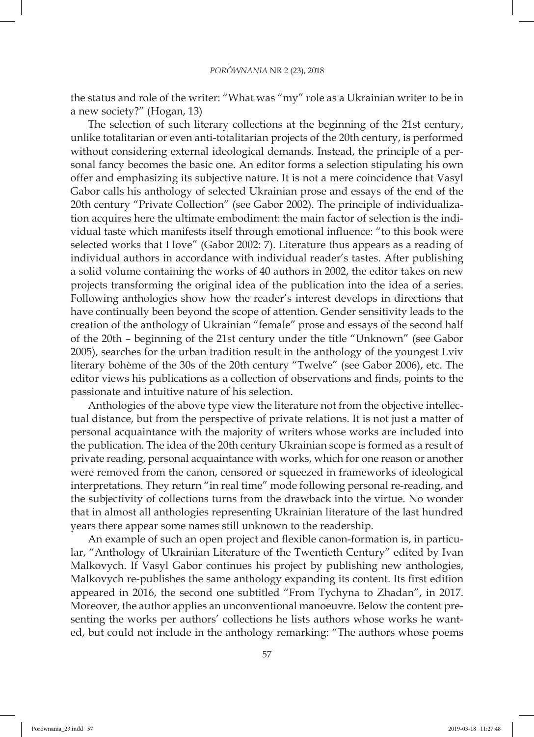the status and role of the writer: "What was "my" role as a Ukrainian writer to be in a new society?" (Hogan, 13)

The selection of such literary collections at the beginning of the 21st century, unlike totalitarian or even anti-totalitarian projects of the 20th century, is performed without considering external ideological demands. Instead, the principle of a personal fancy becomes the basic one. An editor forms a selection stipulating his own offer and emphasizing its subjective nature. It is not a mere coincidence that Vasyl Gabor calls his anthology of selected Ukrainian prose and essays of the end of the 20th century "Private Collection" (see Gabor 2002). The principle of individualization acquires here the ultimate embodiment: the main factor of selection is the individual taste which manifests itself through emotional influence: "to this book were selected works that I love" (Gabor 2002: 7). Literature thus appears as a reading of individual authors in accordance with individual reader's tastes. After publishing a solid volume containing the works of 40 authors in 2002, the editor takes on new projects transforming the original idea of the publication into the idea of a series. Following anthologies show how the reader's interest develops in directions that have continually been beyond the scope of attention. Gender sensitivity leads to the creation of the anthology of Ukrainian "female" prose and essays of the second half of the 20th – beginning of the 21st century under the title "Unknown" (see Gabor 2005), searches for the urban tradition result in the anthology of the youngest Lviv literary bohème of the 30s of the 20th century "Twelve" (see Gabor 2006), etc. The editor views his publications as a collection of observations and finds, points to the passionate and intuitive nature of his selection.

Anthologies of the above type view the literature not from the objective intellectual distance, but from the perspective of private relations. It is not just a matter of personal acquaintance with the majority of writers whose works are included into the publication. The idea of the 20th century Ukrainian scope is formed as a result of private reading, personal acquaintance with works, which for one reason or another were removed from the canon, censored or squeezed in frameworks of ideological interpretations. They return "in real time" mode following personal re-reading, and the subjectivity of collections turns from the drawback into the virtue. No wonder that in almost all anthologies representing Ukrainian literature of the last hundred years there appear some names still unknown to the readership.

An example of such an open project and flexible canon-formation is, in particular, "Anthology of Ukrainian Literature of the Twentieth Century" edited by Ivan Malkovych. If Vasyl Gabor continues his project by publishing new anthologies, Malkovych re-publishes the same anthology expanding its content. Its first edition appeared in 2016, the second one subtitled "From Tychyna to Zhadan", in 2017. Moreover, the author applies an unconventional manoeuvre. Below the content presenting the works per authors' collections he lists authors whose works he wanted, but could not include in the anthology remarking: "The authors whose poems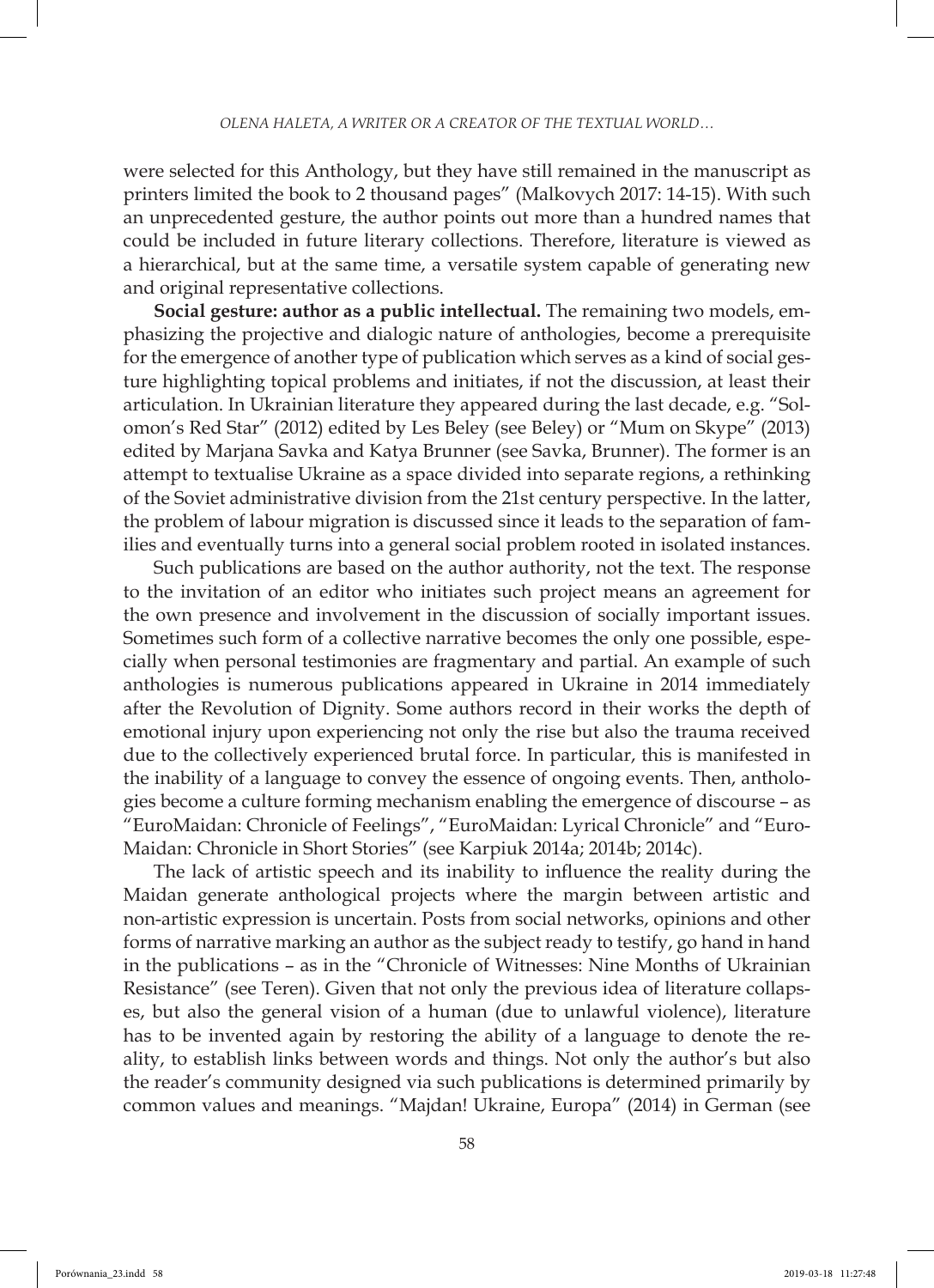were selected for this Anthology, but they have still remained in the manuscript as printers limited the book to 2 thousand pages" (Malkovych 2017: 14-15). With such an unprecedented gesture, the author points out more than a hundred names that could be included in future literary collections. Therefore, literature is viewed as a hierarchical, but at the same time, a versatile system capable of generating new and original representative collections.

**Social gesture: author as a public intellectual.** The remaining two models, emphasizing the projective and dialogic nature of anthologies, become a prerequisite for the emergence of another type of publication which serves as a kind of social gesture highlighting topical problems and initiates, if not the discussion, at least their articulation. In Ukrainian literature they appeared during the last decade, e.g. "Solomon's Red Star" (2012) edited by Les Beley (see Beley) or "Mum on Skype" (2013) edited by Marjana Savka and Katya Brunner (see Savka, Brunner). The former is an attempt to textualise Ukraine as a space divided into separate regions, a rethinking of the Soviet administrative division from the 21st century perspective. In the latter, the problem of labour migration is discussed since it leads to the separation of families and eventually turns into a general social problem rooted in isolated instances.

Such publications are based on the author authority, not the text. The response to the invitation of an editor who initiates such project means an agreement for the own presence and involvement in the discussion of socially important issues. Sometimes such form of a collective narrative becomes the only one possible, especially when personal testimonies are fragmentary and partial. An example of such anthologies is numerous publications appeared in Ukraine in 2014 immediately after the Revolution of Dignity. Some authors record in their works the depth of emotional injury upon experiencing not only the rise but also the trauma received due to the collectively experienced brutal force. In particular, this is manifested in the inability of a language to convey the essence of ongoing events. Then, anthologies become a culture forming mechanism enabling the emergence of discourse – as "EuroMaidan: Chronicle of Feelings", "EuroMaidan: Lyrical Chronicle" and "EuroMaidan: Chronicle in Short Stories" (see Karpiuk 2014a; 2014b; 2014c).

The lack of artistic speech and its inability to influence the reality during the Maidan generate anthological projects where the margin between artistic and non-artistic expression is uncertain. Posts from social networks, opinions and other forms of narrative marking an author as the subject ready to testify, go hand in hand in the publications – as in the "Chronicle of Witnesses: Nine Months of Ukrainian Resistance" (see Teren). Given that not only the previous idea of literature collapses, but also the general vision of a human (due to unlawful violence), literature has to be invented again by restoring the ability of a language to denote the reality, to establish links between words and things. Not only the author's but also the reader's community designed via such publications is determined primarily by common values and meanings. "Majdan! Ukraine, Europa" (2014) in German (see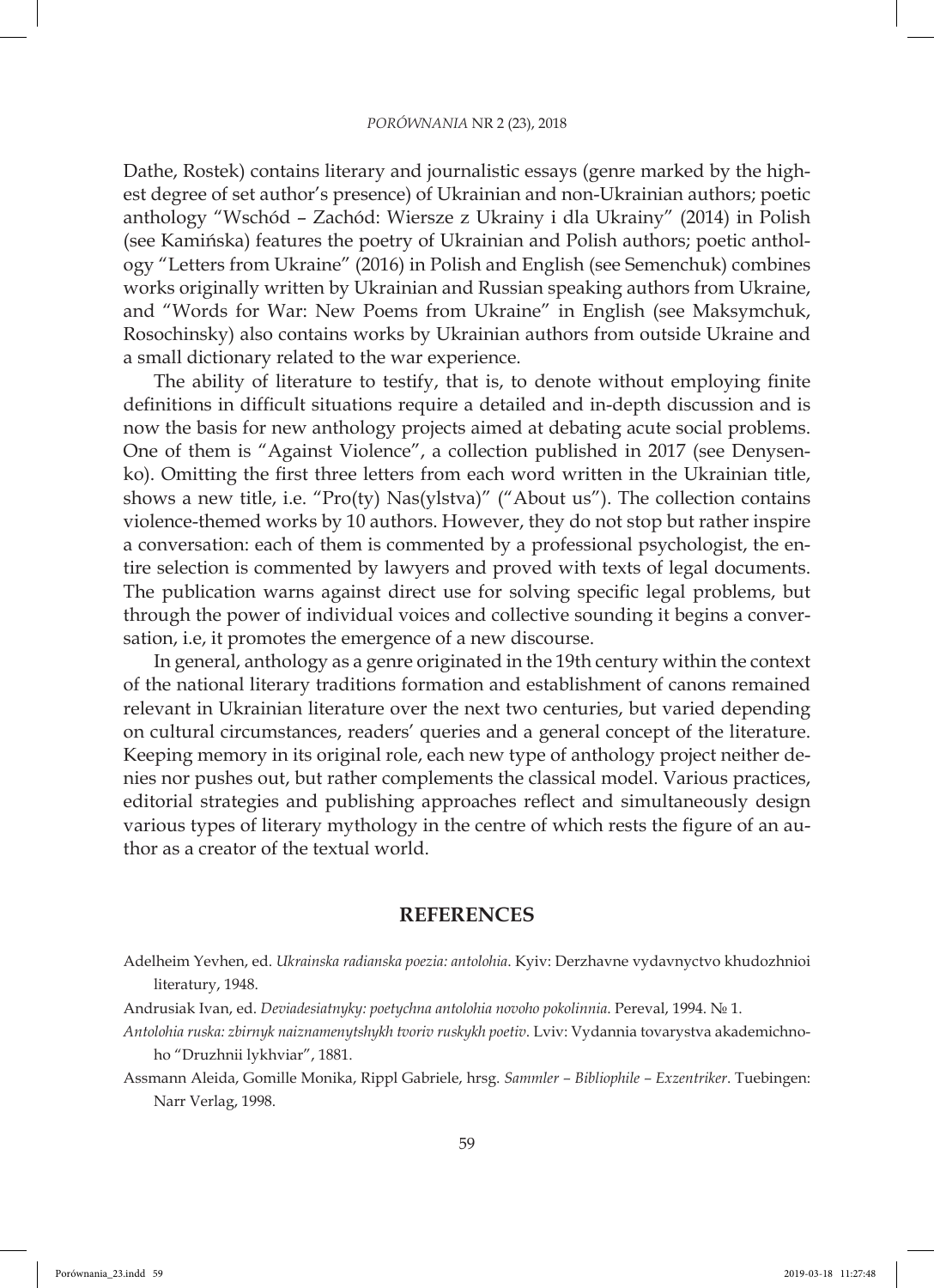Dathe, Rostek) contains literary and journalistic essays (genre marked by the highest degree of set author's presence) of Ukrainian and non-Ukrainian authors; poetic anthology "Wschód – Zachód: Wiersze z Ukrainy i dla Ukrainy" (2014) in Polish (see Kamińska) features the poetry of Ukrainian and Polish authors; poetic anthology "Letters from Ukraine" (2016) in Polish and English (see Semenchuk) combines works originally written by Ukrainian and Russian speaking authors from Ukraine, and "Words for War: New Poems from Ukraine" in English (see Maksymchuk, Rosochinsky) also contains works by Ukrainian authors from outside Ukraine and a small dictionary related to the war experience.

The ability of literature to testify, that is, to denote without employing finite definitions in difficult situations require a detailed and in-depth discussion and is now the basis for new anthology projects aimed at debating acute social problems. One of them is "Against Violence", a collection published in 2017 (see Denysenko). Omitting the first three letters from each word written in the Ukrainian title, shows a new title, i.e. "Pro(ty) Nas(ylstva)" ("About us"). The collection contains violence-themed works by 10 authors. However, they do not stop but rather inspire a conversation: each of them is commented by a professional psychologist, the entire selection is commented by lawyers and proved with texts of legal documents. The publication warns against direct use for solving specific legal problems, but through the power of individual voices and collective sounding it begins a conversation, i.e, it promotes the emergence of a new discourse.

In general, anthology as a genre originated in the 19th century within the context of the national literary traditions formation and establishment of canons remained relevant in Ukrainian literature over the next two centuries, but varied depending on cultural circumstances, readers' queries and a general concept of the literature. Keeping memory in its original role, each new type of anthology project neither denies nor pushes out, but rather complements the classical model. Various practices, editorial strategies and publishing approaches reflect and simultaneously design various types of literary mythology in the centre of which rests the figure of an author as a creator of the textual world.

## REFERENCES

Adelheim Yevhen, ed. *Ukrainska radianska poezia: antolohia*. Kyiv: Derzhavne vydavnyctvo khudozhnioi literatury, 1948.

Andrusiak Ivan, ed. *Deviadesiatnyky: poetychna antolohia novoho pokolinnia*. Pereval, 1994. № 1.

*Antolohia ruska: zbirnyk naiznamenytshykh tvoriv ruskykh poetiv*. Lviv: Vydannia tovarystva akademichnoho "Druzhnii lykhviar", 1881.

Assmann Aleida, Gomille Monika, Rippl Gabriele, hrsg. *Sammler – Bibliophile – Exzentriker*. Tuebingen: Narr Verlag, 1998.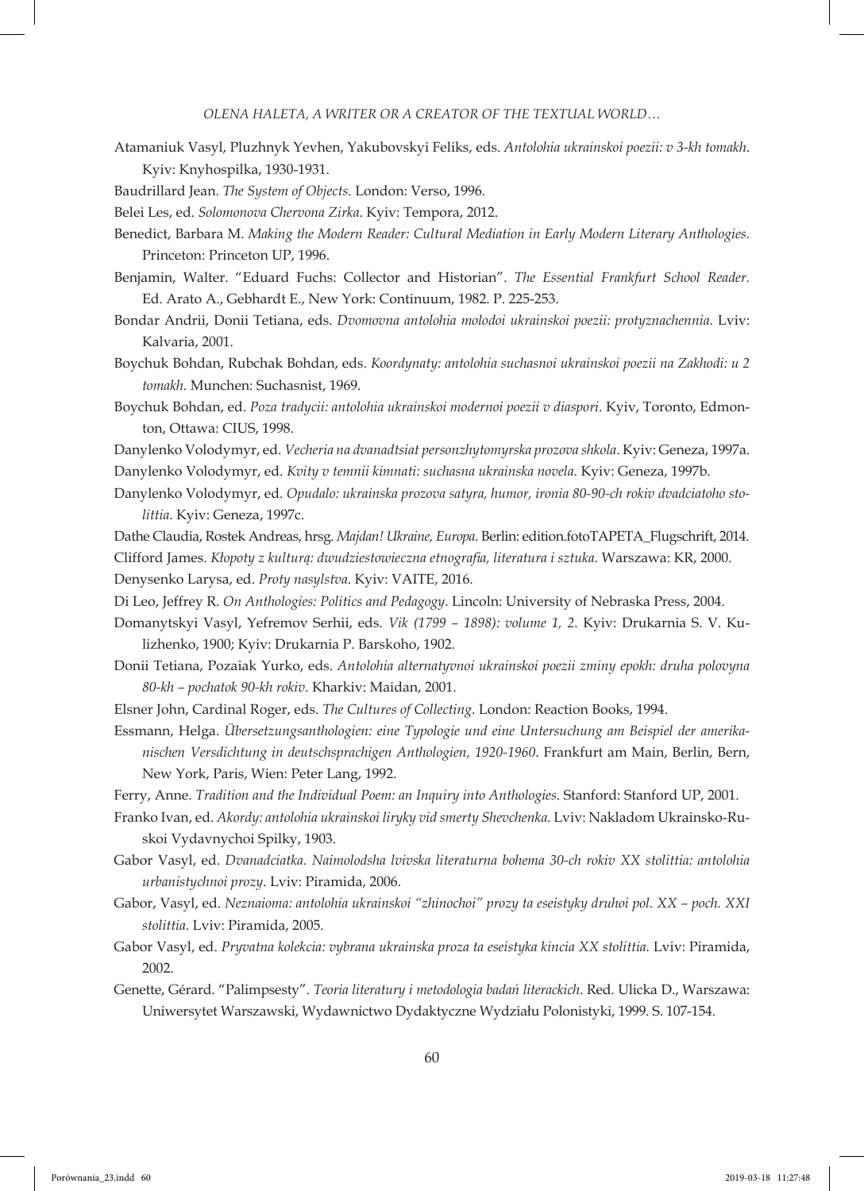Atamaniuk Vasyl, Pluzhnyk Yevhen, Yakubovskyi Feliks, eds. *Antolohia ukrainskoi poezii: v 3-kh tomakh*. Kyiv: Knyhospilka, 1930-1931.

Baudrillard Jean. *The System of Objects*. London: Verso, 1996.

Belei Les, ed. *Solomonova Chervona Zirka*. Kyiv: Tempora, 2012.

Benedict, Barbara M. *Making the Modern Reader: Cultural Mediation in Early Modern Literary Anthologies*. Princeton: Princeton UP, 1996.

Benjamin, Walter. "Eduard Fuchs: Collector and Historian". *The Essential Frankfurt School Reader*. Ed. Arato A., Gebhardt E., New York: Continuum, 1982. P. 225-253.

Bondar Andrii, Donii Tetiana, eds. *Dvomovna antolohia molodoi ukrainskoi poezii: protyznachennia*. Lviv: Kalvaria, 2001.

Boychuk Bohdan, Rubchak Bohdan, eds. *Koordynaty: antolohia suchasnoi ukrainskoi poezii na Zakhodi: u 2 tomakh*. Munchen: Suchasnist, 1969.

Boychuk Bohdan, ed. *Poza tradycii: antolohia ukrainskoi modernoi poezii v diaspori*. Kyiv, Toronto, Edmonton, Ottawa: CIUS, 1998.

Danylenko Volodymyr, ed. *Vecheria na dvanadtsiat personzhytomyrska prozova shkola*. Kyiv: Geneza, 1997a.

Danylenko Volodymyr, ed. *Kvity v temnii kimnati: suchasna ukrainska novela*. Kyiv: Geneza, 1997b.

Danylenko Volodymyr, ed. *Opudalo: ukrainska prozova satyra, humor, ironia 80-90-ch rokiv dvadciatoho stolittia*. Kyiv: Geneza, 1997c.

Dathe Claudia, Rostek Andreas, hrsg. *Majdan! Ukraine, Europa*. Berlin: edition.fotoTAPETA_Flugschrift, 2014.

Clifford James. *Kłopoty z kulturą: dwudziestowieczna etnografia, literatura i sztuka*. Warszawa: KR, 2000.

Denysenko Larysa, ed. *Proty nasylstva*. Kyiv: VAITE, 2016.

Di Leo, Jeffrey R. *On Anthologies: Politics and Pedagogy*. Lincoln: University of Nebraska Press, 2004.

Domanytskyi Vasyl, Yefremov Serhii, eds. *Vik (1799 – 1898): volume 1, 2*. Kyiv: Drukarnia S. V. Kulizhenko, 1900; Kyiv: Drukarnia P. Barskoho, 1902.

Donii Tetiana, Pozaiak Yurko, eds. *Antolohia alternatyvnoi ukrainskoi poezii zminy epokh: druha polovyna 80-kh – pochatok 90-kh rokiv*. Kharkiv: Maidan, 2001.

Elsner John, Cardinal Roger, eds. *The Cultures of Collecting*. London: Reaction Books, 1994.

Essmann, Helga. *Übersetzungsanthologien: eine Typologie und eine Untersuchung am Beispiel der amerikanischen Versdichtung in deutschsprachigen Anthologien, 1920-1960*. Frankfurt am Main, Berlin, Bern, New York, Paris, Wien: Peter Lang, 1992.

Ferry, Anne. *Tradition and the Individual Poem: an Inquiry into Anthologies*. Stanford: Stanford UP, 2001.

Franko Ivan, ed. *Akordy: antolohia ukrainskoi liryky vid smerty Shevchenka*. Lviv: Nakladom Ukrainsko-Ruskoi Vydavnychoi Spilky, 1903.

Gabor Vasyl, ed. *Dvanadciatka. Naimolodsha lvivska literaturna bohema 30-ch rokiv XX stolittia: antolohia urbanistychnoi prozy*. Lviv: Piramida, 2006.

Gabor, Vasyl, ed. *Neznaioma: antolohia ukrainskoi "zhinochoi" prozy ta eseistyky druhoi pol. XX – poch. XXI stolittia*. Lviv: Piramida, 2005.

Gabor Vasyl, ed. *Pryvatna kolekcia: vybrana ukrainska proza ta eseistyka kincia XX stolittia*. Lviv: Piramida, 2002.

Genette, Gérard. "Palimpsesty". *Teoria literatury i metodologia badań literackich*. Red. Ulicka D., Warszawa: Uniwersytet Warszawski, Wydawnictwo Dydaktyczne Wydziału Polonistyki, 1999. S. 107-154.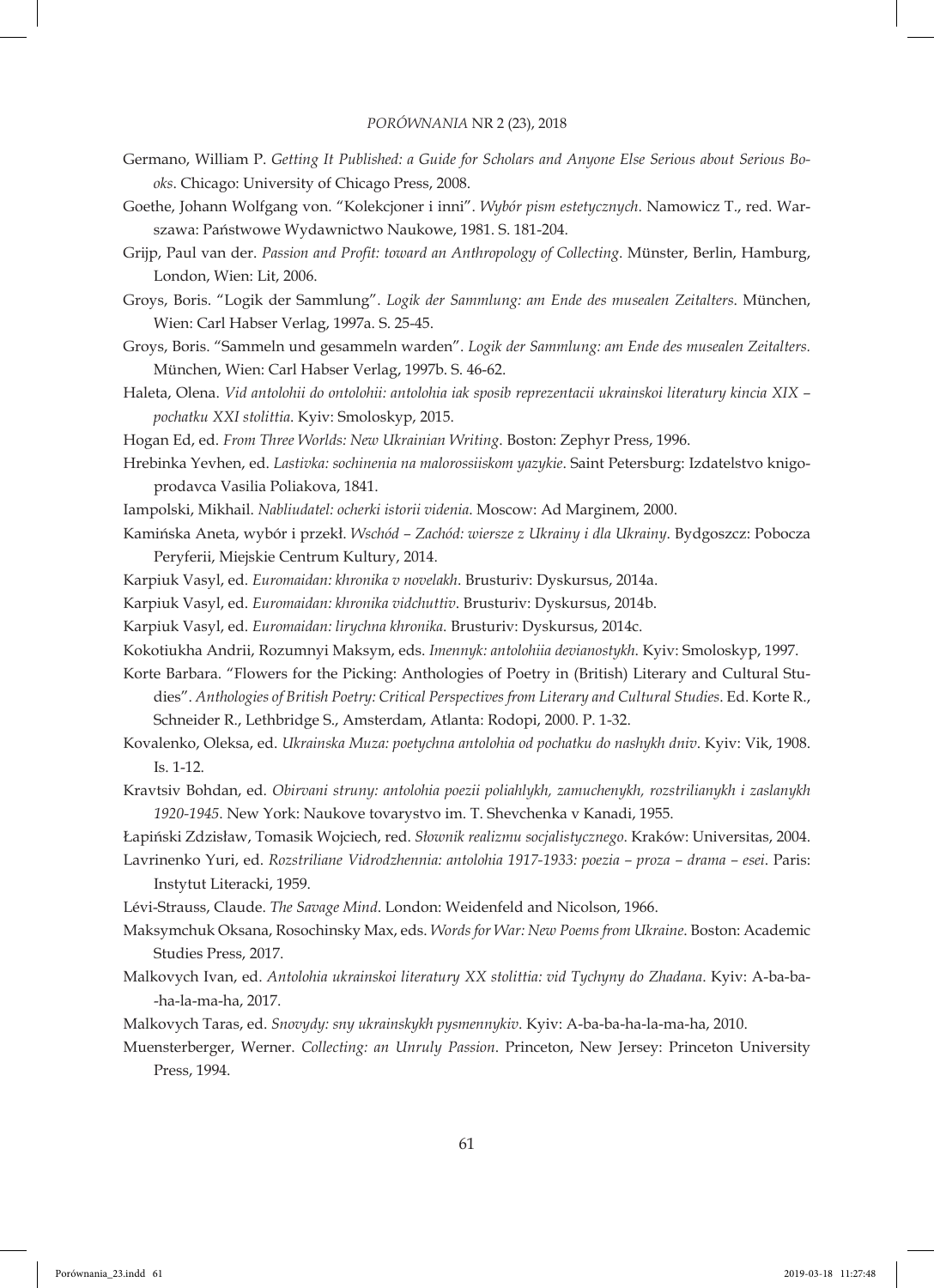Germano, William P. *Getting It Published: a Guide for Scholars and Anyone Else Serious about Serious Books*. Chicago: University of Chicago Press, 2008.

Goethe, Johann Wolfgang von. "Kolekcjoner i inni". *Wybór pism estetycznych*. Namowicz T., red. Warszawa: Państwowe Wydawnictwo Naukowe, 1981. S. 181-204.

Grijp, Paul van der. *Passion and Profit: toward an Anthropology of Collecting*. Münster, Berlin, Hamburg, London, Wien: Lit, 2006.

Groys, Boris. "Logik der Sammlung". *Logik der Sammlung: am Ende des musealen Zeitalters*. München, Wien: Carl Habser Verlag, 1997a. S. 25-45.

Groys, Boris. "Sammeln und gesammeln warden". *Logik der Sammlung: am Ende des musealen Zeitalters.* München, Wien: Carl Habser Verlag, 1997b. S. 46-62.

Haleta, Olena. *Vid antolohii do ontolohii: antolohia iak sposib reprezentacii ukrainskoi literatury kincia XIX – pochatku XXI stolittia*. Kyiv: Smoloskyp, 2015.

Hogan Ed, ed. *From Three Worlds: New Ukrainian Writing*. Boston: Zephyr Press, 1996.

Hrebinka Yevhen, ed. *Lastivka: sochinenia na malorossiiskom yazykie*. Saint Petersburg: Izdatelstvo knigoprodavca Vasilia Poliakova, 1841.

Iampolski, Mikhail. *Nabliudatel: ocherki istorii videnia*. Moscow: Ad Marginem, 2000.

Kamińska Aneta, wybór i przekł. *Wschód – Zachód: wiersze z Ukrainy i dla Ukrainy*. Bydgoszcz: Pobocza Peryferii, Miejskie Centrum Kultury, 2014.

Karpiuk Vasyl, ed. *Euromaidan: khronika v novelakh*. Brusturiv: Dyskursus, 2014a.

Karpiuk Vasyl, ed. *Euromaidan: khronika vidchuttiv*. Brusturiv: Dyskursus, 2014b.

Karpiuk Vasyl, ed. *Euromaidan: lirychna khronika*. Brusturiv: Dyskursus, 2014c.

Kokotiukha Andrii, Rozumnyi Maksym, eds. *Imennyk: antolohiia devianostykh*. Kyiv: Smoloskyp, 1997.

Korte Barbara. "Flowers for the Picking: Anthologies of Poetry in (British) Literary and Cultural Studies". *Anthologies of British Poetry: Critical Perspectives from Literary and Cultural Studies*. Ed. Korte R., Schneider R., Lethbridge S., Amsterdam, Atlanta: Rodopi, 2000. P. 1-32.

Kovalenko, Oleksa, ed. *Ukrainska Muza: poetychna antolohia od pochatku do nashykh dniv*. Kyiv: Vik, 1908. Is. 1-12.

Kravtsiv Bohdan, ed. *Obirvani struny: antolohia poezii poliahlykh, zamuchenykh, rozstrilianykh i zaslanykh 1920-1945*. New York: Naukove tovarystvo im. T. Shevchenka v Kanadi, 1955.

Łapiński Zdzisław, Tomasik Wojciech, red. *Słownik realizmu socjalistycznego*. Kraków: Universitas, 2004.

Lavrinenko Yuri, ed. *Rozstriliane Vidrodzhennia: antolohia 1917-1933: poezia – proza – drama – esei*. Paris: Instytut Literacki, 1959.

Lévi-Strauss, Claude. *The Savage Mind*. London: Weidenfeld and Nicolson, 1966.

Maksymchuk Oksana, Rosochinsky Max, eds. *Words for War: New Poems from Ukraine*. Boston: Academic Studies Press, 2017.

Malkovych Ivan, ed. *Antolohia ukrainskoi literatury XX stolittia: vid Tychyny do Zhadana*. Kyiv: A-ba-ba-ha-la-ma-ha, 2017.

Malkovych Taras, ed. *Snovydy: sny ukrainskykh pysmennykiv*. Kyiv: A-ba-ba-ha-la-ma-ha, 2010.

Muensterberger, Werner. *Collecting: an Unruly Passion*. Princeton, New Jersey: Princeton University Press, 1994.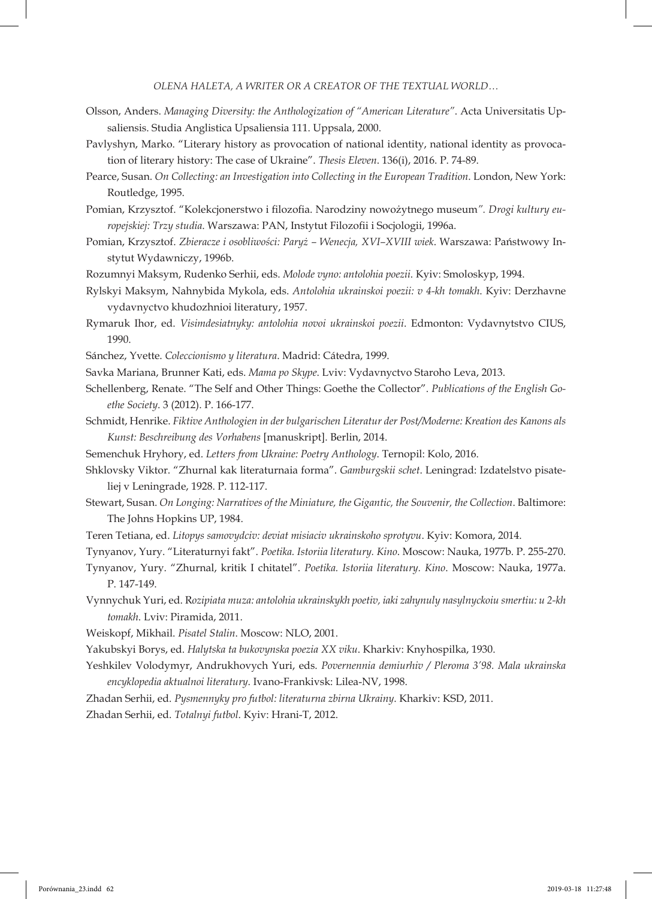Olsson, Anders. *Managing Diversity: the Anthologization of "American Literature"*. Acta Universitatis Upsaliensis. Studia Anglistica Upsaliensia 111. Uppsala, 2000.

Pavlyshyn, Marko. "Literary history as provocation of national identity, national identity as provocation of literary history: The case of Ukraine". *Thesis Eleven*. 136(i), 2016. P. 74-89.

Pearce, Susan. *On Collecting: an Investigation into Collecting in the European Tradition*. London, New York: Routledge, 1995.

Pomian, Krzysztof. "Kolekcjonerstwo i filozofia. Narodziny nowożytnego museum*". Drogi kultury europejskiej: Trzy studia*. Warszawa: PAN, Instytut Filozofii i Socjologii, 1996a.

Pomian, Krzysztof. *Zbieracze i osobliwości: Paryż – Wenecja, XVI–XVIII wiek*. Warszawa: Państwowy Instytut Wydawniczy, 1996b.

Rozumnyi Maksym, Rudenko Serhii, eds. *Molode vyno: antolohia poezii*. Kyiv: Smoloskyp, 1994.

Rylskyi Maksym, Nahnybida Mykola, eds. *Antolohia ukrainskoi poezii: v 4-kh tomakh*. Kyiv: Derzhavne vydavnyctvo khudozhnioi literatury, 1957.

Rymaruk Ihor, ed. *Visimdesiatnyky: antolohia novoi ukrainskoi poezii*. Edmonton: Vydavnytstvo CIUS, 1990.

Sánchez, Yvette. *Coleccionismo y literatura*. Madrid: Cátedra, 1999.

Savka Mariana, Brunner Kati, eds. *Mama po Skype*. Lviv: Vydavnyctvo Staroho Leva, 2013.

Schellenberg, Renate. "The Self and Other Things: Goethe the Collector". *Publications of the English Goethe Society*. 3 (2012). P. 166-177.

Schmidt, Henrike. *Fiktive Anthologien in der bulgarischen Literatur der Post/Moderne: Kreation des Kanons als Kunst: Beschreibung des Vorhabens* [manuskript]. Berlin, 2014.

Semenchuk Hryhory, ed. *Letters from Ukraine: Poetry Anthology*. Ternopil: Kolo, 2016.

Shklovsky Viktor. "Zhurnal kak literaturnaia forma". *Gamburgskii schet*. Leningrad: Izdatelstvo pisateliej v Leningrade, 1928. P. 112-117.

Stewart, Susan. *On Longing: Narratives of the Miniature, the Gigantic, the Souvenir, the Collection*. Baltimore: The Johns Hopkins UP, 1984.

Teren Tetiana, ed. *Litopys samovydciv: deviat misiaciv ukrainskoho sprotyvu*. Kyiv: Komora, 2014.

Tynyanov, Yury. "Literaturnyi fakt". *Poetika. Istoriia literatury. Kino*. Moscow: Nauka, 1977b. P. 255-270.

Tynyanov, Yury. "Zhurnal, kritik I chitatel". *Poetika. Istoriia literatury. Kino*. Moscow: Nauka, 1977a. P. 147-149.

Vynnychuk Yuri, ed. R*ozipiata muza: antolohia ukrainskykh poetiv, iaki zahynuly nasylnyckoiu smertiu: u 2-kh tomakh*. Lviv: Piramida, 2011.

Weiskopf, Mikhail. *Pisatel Stalin*. Moscow: NLO, 2001.

Yakubskyi Borys, ed. *Halytska ta bukovynska poezia XX viku*. Kharkiv: Knyhospilka, 1930.

Yeshkilev Volodymyr, Andrukhovych Yuri, eds. *Povernennia demiurhiv / Pleroma 3'98. Mala ukrainska encyklopedia aktualnoi literatury*. Ivano-Frankivsk: Lilea-NV, 1998.

Zhadan Serhii, ed. *Pysmennyky pro futbol: literaturna zbirna Ukrainy*. Kharkiv: KSD, 2011.

Zhadan Serhii, ed. *Totalnyi futbol*. Kyiv: Hrani-T, 2012.